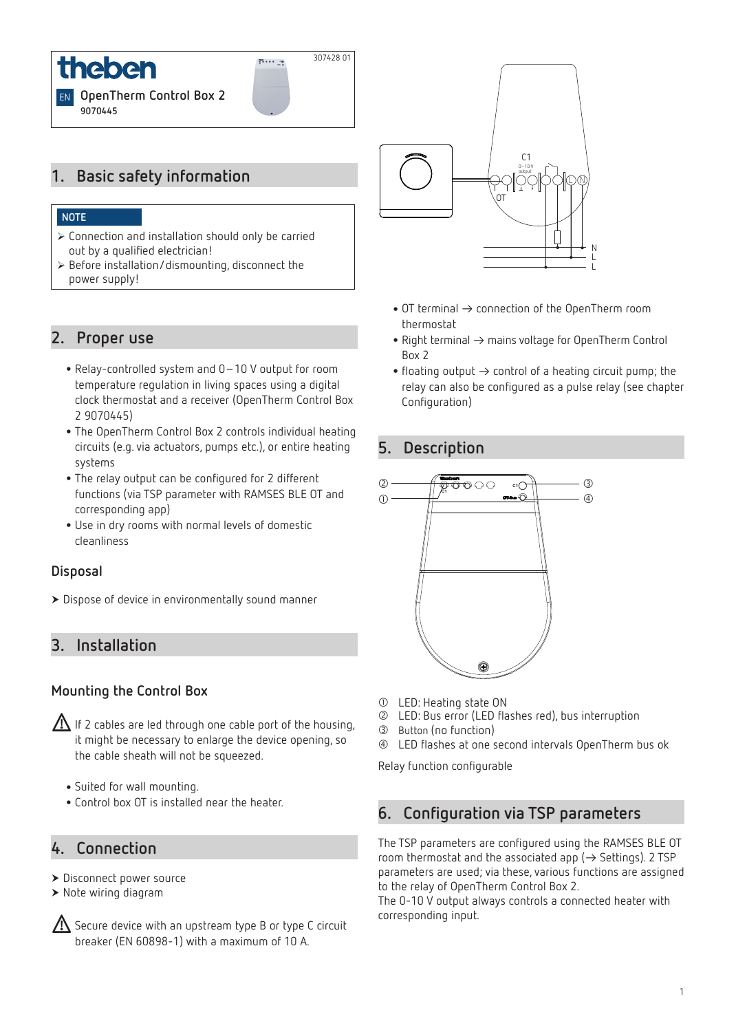theben

307428 01

EN OpenTherm Control Box 2
9070445

# 1. Basic safety information

**NOTE**

- ➢ Connection and installation should only be carried out by a qualified electrician!
- ➢ Before installation/dismounting, disconnect the power supply!

# 2. Proper use

- Relay-controlled system and 0 – 10 V output for room temperature regulation in living spaces using a digital clock thermostat and a receiver (OpenTherm Control Box 2 9070445)
- The OpenTherm Control Box 2 controls individual heating circuits (e.g. via actuators, pumps etc.), or entire heating systems
- The relay output can be configured for 2 different functions (via TSP parameter with RAMSES BLE OT and corresponding app)
- Use in dry rooms with normal levels of domestic cleanliness

## Disposal

- ➤ Dispose of device in environmentally sound manner

# 3. Installation

## Mounting the Control Box

⚠ If 2 cables are led through one cable port of the housing, it might be necessary to enlarge the device opening, so the cable sheath will not be squeezed.

- Suited for wall mounting.
- Control box OT is installed near the heater.

# 4. Connection

- ➤ Disconnect power source
- ➤ Note wiring diagram

⚠ Secure device with an upstream type B or type C circuit breaker (EN 60898-1) with a maximum of 10 A.

- OT terminal → connection of the OpenTherm room thermostat
- Right terminal → mains voltage for OpenTherm Control Box 2
- floating output → control of a heating circuit pump; the relay can also be configured as a pulse relay (see chapter Configuration)

# 5. Description

① LED: Heating state ON
② LED: Bus error (LED flashes red), bus interruption
③ Button (no function)
④ LED flashes at one second intervals OpenTherm bus ok

Relay function configurable

# 6. Configuration via TSP parameters

The TSP parameters are configured using the RAMSES BLE OT room thermostat and the associated app (→ Settings). 2 TSP parameters are used; via these, various functions are assigned to the relay of OpenTherm Control Box 2.
The 0-10 V output always controls a connected heater with corresponding input.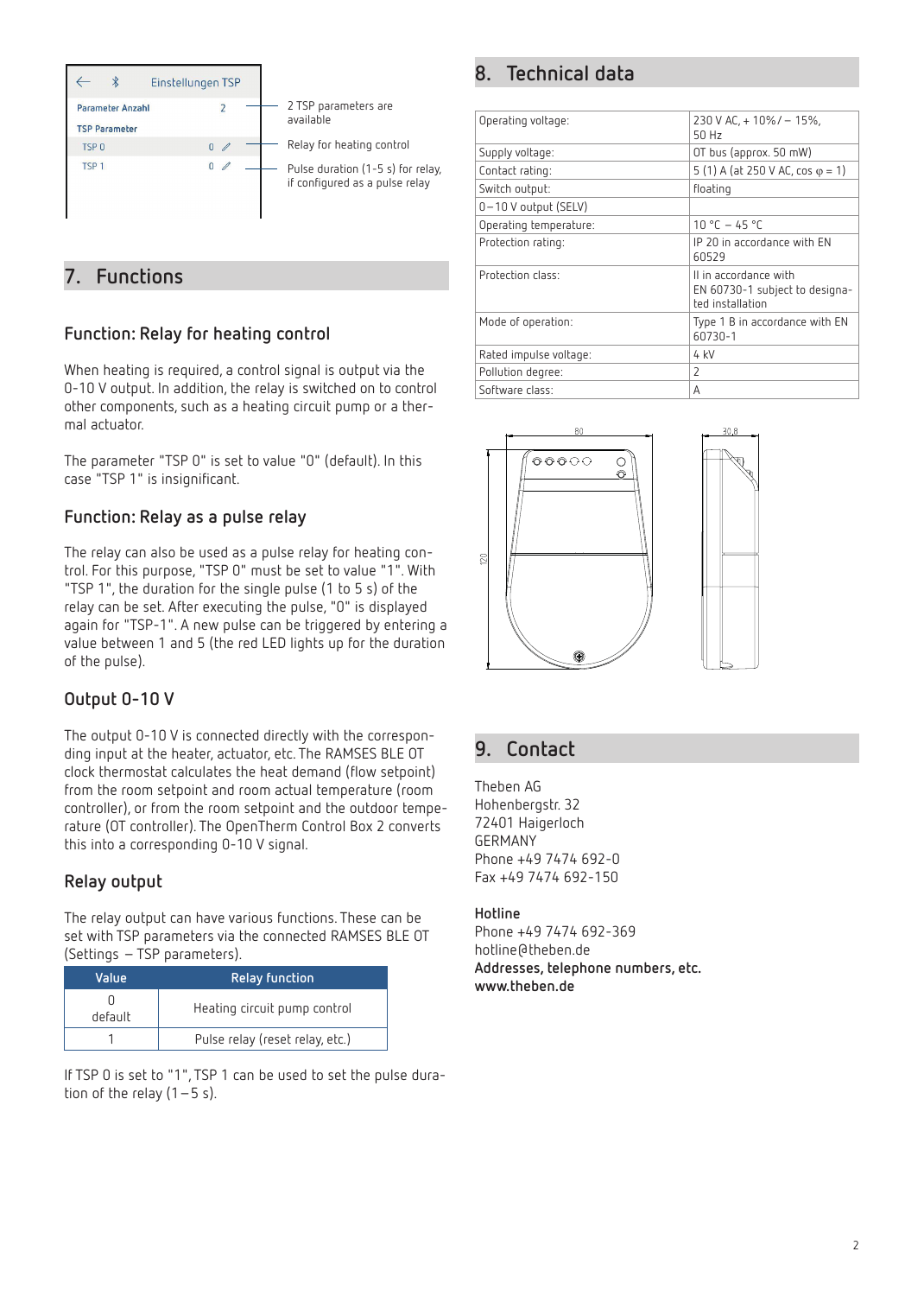Einstellungen TSP

Parameter Anzahl 2 — 2 TSP parameters are available

TSP Parameter

TSP 0 0 — Relay for heating control

TSP 1 0 — Pulse duration (1-5 s) for relay, if configured as a pulse relay

## 7. Functions

### Function: Relay for heating control

When heating is required, a control signal is output via the 0-10 V output. In addition, the relay is switched on to control other components, such as a heating circuit pump or a thermal actuator.

The parameter "TSP 0" is set to value "0" (default). In this case "TSP 1" is insignificant.

### Function: Relay as a pulse relay

The relay can also be used as a pulse relay for heating control. For this purpose, "TSP 0" must be set to value "1". With "TSP 1", the duration for the single pulse (1 to 5 s) of the relay can be set. After executing the pulse, "0" is displayed again for "TSP-1". A new pulse can be triggered by entering a value between 1 and 5 (the red LED lights up for the duration of the pulse).

### Output 0-10 V

The output 0-10 V is connected directly with the corresponding input at the heater, actuator, etc. The RAMSES BLE OT clock thermostat calculates the heat demand (flow setpoint) from the room setpoint and room actual temperature (room controller), or from the room setpoint and the outdoor temperature (OT controller). The OpenTherm Control Box 2 converts this into a corresponding 0-10 V signal.

### Relay output

The relay output can have various functions. These can be set with TSP parameters via the connected RAMSES BLE OT (Settings – TSP parameters).

| Value | Relay function |
|---|---|
| 0<br>default | Heating circuit pump control |
| 1 | Pulse relay (reset relay, etc.) |

If TSP 0 is set to "1", TSP 1 can be used to set the pulse duration of the relay (1 – 5 s).

## 8. Technical data

| | |
|---|---|
| Operating voltage: | 230 V AC, + 10% / – 15%, 50 Hz |
| Supply voltage: | OT bus (approx. 50 mW) |
| Contact rating: | 5 (1) A (at 250 V AC, cos φ = 1) |
| Switch output: | floating |
| 0 – 10 V output (SELV) | |
| Operating temperature: | 10 °C – 45 °C |
| Protection rating: | IP 20 in accordance with EN 60529 |
| Protection class: | II in accordance with EN 60730-1 subject to designated installation |
| Mode of operation: | Type 1 B in accordance with EN 60730-1 |
| Rated impulse voltage: | 4 kV |
| Pollution degree: | 2 |
| Software class: | A |

80

30,8

120

## 9. Contact

Theben AG
Hohenbergstr. 32
72401 Haigerloch
GERMANY
Phone +49 7474 692-0
Fax +49 7474 692-150

**Hotline**
Phone +49 7474 692-369
hotline@theben.de
**Addresses, telephone numbers, etc.**
**www.theben.de**